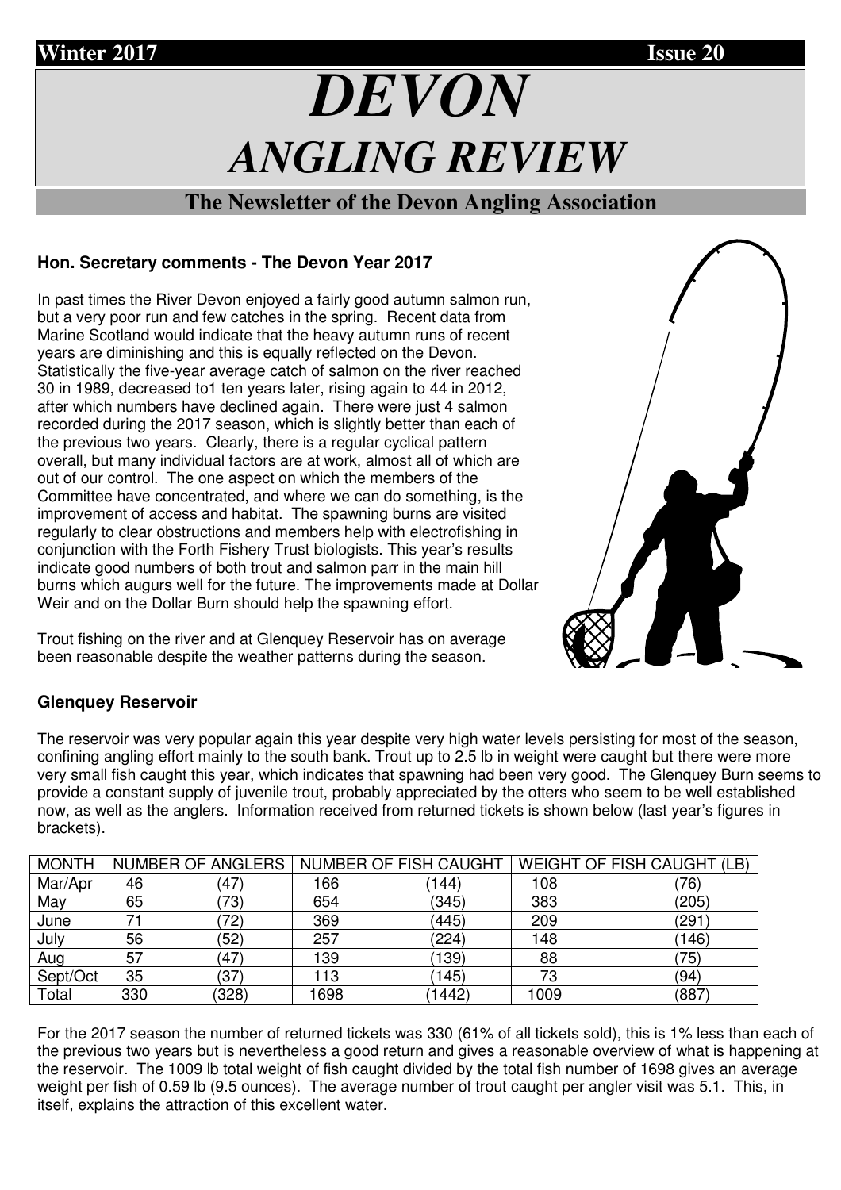**Winter 2017** **Issue 20**

# *DEVON*
# *ANGLING REVIEW*

## The Newsletter of the Devon Angling Association

### Hon. Secretary comments - The Devon Year 2017

In past times the River Devon enjoyed a fairly good autumn salmon run, but a very poor run and few catches in the spring. Recent data from Marine Scotland would indicate that the heavy autumn runs of recent years are diminishing and this is equally reflected on the Devon. Statistically the five-year average catch of salmon on the river reached 30 in 1989, decreased to1 ten years later, rising again to 44 in 2012, after which numbers have declined again. There were just 4 salmon recorded during the 2017 season, which is slightly better than each of the previous two years. Clearly, there is a regular cyclical pattern overall, but many individual factors are at work, almost all of which are out of our control. The one aspect on which the members of the Committee have concentrated, and where we can do something, is the improvement of access and habitat. The spawning burns are visited regularly to clear obstructions and members help with electrofishing in conjunction with the Forth Fishery Trust biologists. This year's results indicate good numbers of both trout and salmon parr in the main hill burns which augurs well for the future. The improvements made at Dollar Weir and on the Dollar Burn should help the spawning effort.

Trout fishing on the river and at Glenquey Reservoir has on average been reasonable despite the weather patterns during the season.

### Glenquey Reservoir

The reservoir was very popular again this year despite very high water levels persisting for most of the season, confining angling effort mainly to the south bank. Trout up to 2.5 lb in weight were caught but there were more very small fish caught this year, which indicates that spawning had been very good. The Glenquey Burn seems to provide a constant supply of juvenile trout, probably appreciated by the otters who seem to be well established now, as well as the anglers. Information received from returned tickets is shown below (last year's figures in brackets).

| MONTH | NUMBER OF ANGLERS | | NUMBER OF FISH CAUGHT | | WEIGHT OF FISH CAUGHT (LB) | |
|---|---|---|---|---|---|---|
| Mar/Apr | 46 | (47) | 166 | (144) | 108 | (76) |
| May | 65 | (73) | 654 | (345) | 383 | (205) |
| June | 71 | (72) | 369 | (445) | 209 | (291) |
| July | 56 | (52) | 257 | (224) | 148 | (146) |
| Aug | 57 | (47) | 139 | (139) | 88 | (75) |
| Sept/Oct | 35 | (37) | 113 | (145) | 73 | (94) |
| Total | 330 | (328) | 1698 | (1442) | 1009 | (887) |

For the 2017 season the number of returned tickets was 330 (61% of all tickets sold), this is 1% less than each of the previous two years but is nevertheless a good return and gives a reasonable overview of what is happening at the reservoir. The 1009 lb total weight of fish caught divided by the total fish number of 1698 gives an average weight per fish of 0.59 lb (9.5 ounces). The average number of trout caught per angler visit was 5.1. This, in itself, explains the attraction of this excellent water.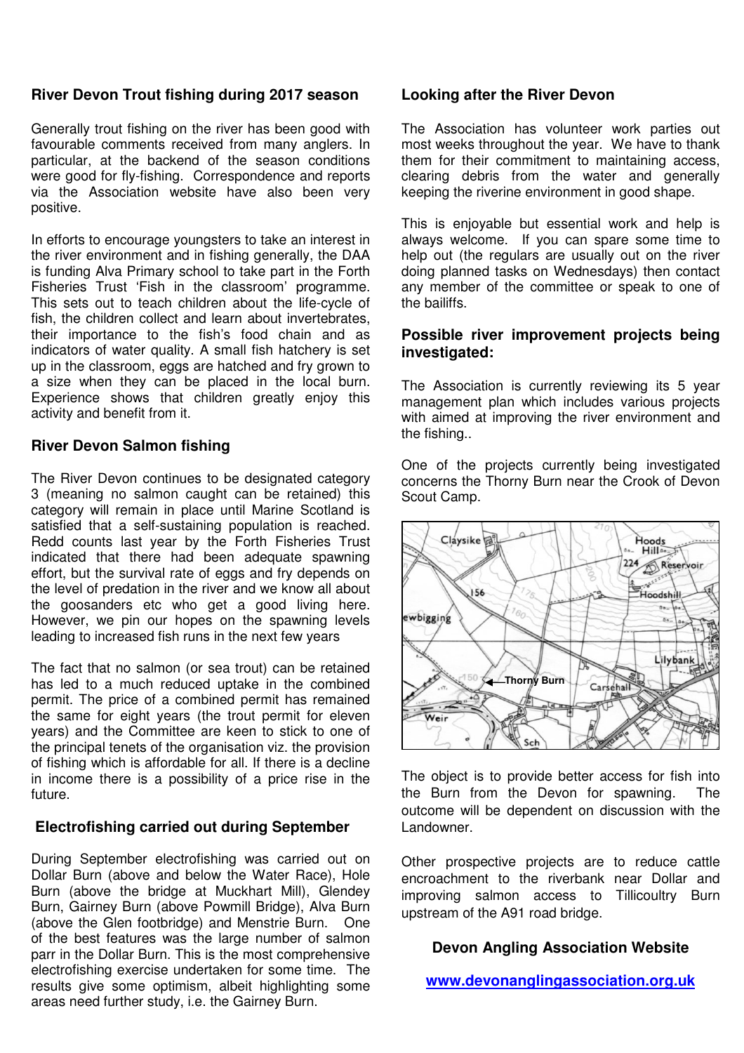## River Devon Trout fishing during 2017 season

Generally trout fishing on the river has been good with favourable comments received from many anglers. In particular, at the backend of the season conditions were good for fly-fishing. Correspondence and reports via the Association website have also been very positive.

In efforts to encourage youngsters to take an interest in the river environment and in fishing generally, the DAA is funding Alva Primary school to take part in the Forth Fisheries Trust 'Fish in the classroom' programme. This sets out to teach children about the life-cycle of fish, the children collect and learn about invertebrates, their importance to the fish's food chain and as indicators of water quality. A small fish hatchery is set up in the classroom, eggs are hatched and fry grown to a size when they can be placed in the local burn. Experience shows that children greatly enjoy this activity and benefit from it.

## River Devon Salmon fishing

The River Devon continues to be designated category 3 (meaning no salmon caught can be retained) this category will remain in place until Marine Scotland is satisfied that a self-sustaining population is reached. Redd counts last year by the Forth Fisheries Trust indicated that there had been adequate spawning effort, but the survival rate of eggs and fry depends on the level of predation in the river and we know all about the goosanders etc who get a good living here. However, we pin our hopes on the spawning levels leading to increased fish runs in the next few years

The fact that no salmon (or sea trout) can be retained has led to a much reduced uptake in the combined permit. The price of a combined permit has remained the same for eight years (the trout permit for eleven years) and the Committee are keen to stick to one of the principal tenets of the organisation viz. the provision of fishing which is affordable for all. If there is a decline in income there is a possibility of a price rise in the future.

## Electrofishing carried out during September

During September electrofishing was carried out on Dollar Burn (above and below the Water Race), Hole Burn (above the bridge at Muckhart Mill), Glendey Burn, Gairney Burn (above Powmill Bridge), Alva Burn (above the Glen footbridge) and Menstrie Burn. One of the best features was the large number of salmon parr in the Dollar Burn. This is the most comprehensive electrofishing exercise undertaken for some time. The results give some optimism, albeit highlighting some areas need further study, i.e. the Gairney Burn.

## Looking after the River Devon

The Association has volunteer work parties out most weeks throughout the year. We have to thank them for their commitment to maintaining access, clearing debris from the water and generally keeping the riverine environment in good shape.

This is enjoyable but essential work and help is always welcome. If you can spare some time to help out (the regulars are usually out on the river doing planned tasks on Wednesdays) then contact any member of the committee or speak to one of the bailiffs.

## Possible river improvement projects being investigated:

The Association is currently reviewing its 5 year management plan which includes various projects with aimed at improving the river environment and the fishing..

One of the projects currently being investigated concerns the Thorny Burn near the Crook of Devon Scout Camp.

Claysike
Hoods Hill
224
Reservoir
156
Hoodshill
ewbigging
Lilybank
150
Thorny Burn
Carsehall
Weir
Sch

The object is to provide better access for fish into the Burn from the Devon for spawning. The outcome will be dependent on discussion with the Landowner.

Other prospective projects are to reduce cattle encroachment to the riverbank near Dollar and improving salmon access to Tillicoultry Burn upstream of the A91 road bridge.

### Devon Angling Association Website

**www.devonanglingassociation.org.uk**